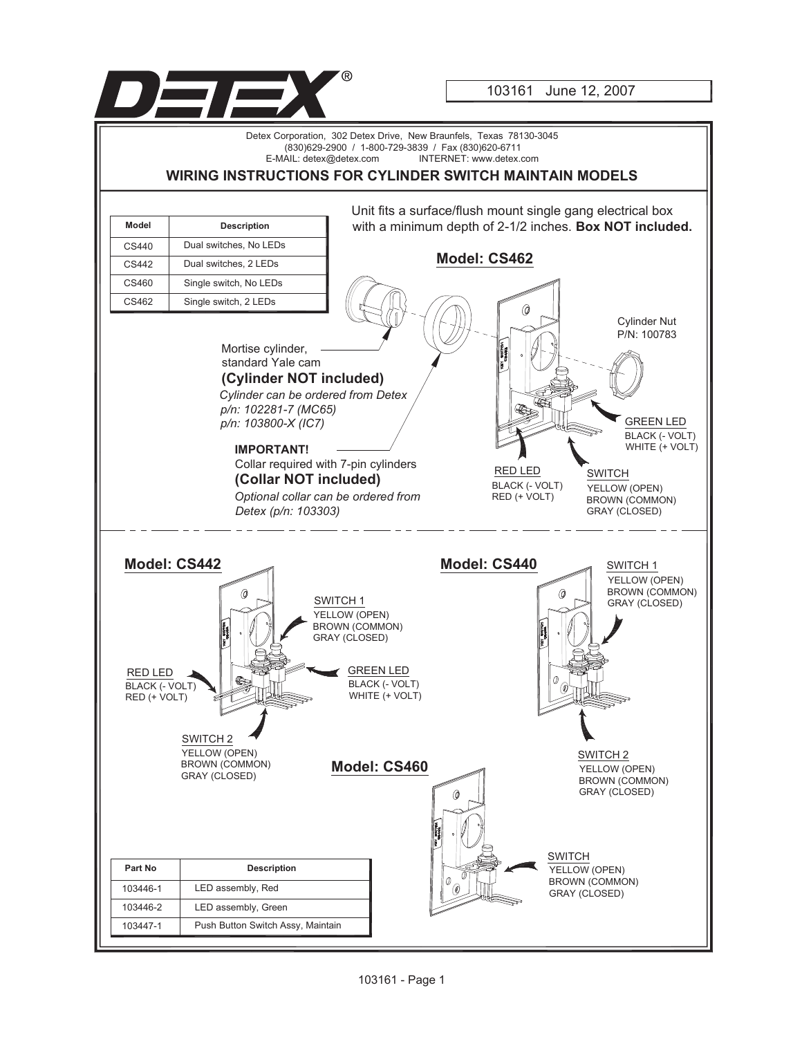DETEX®

103161 June 12, 2007

Detex Corporation, 302 Detex Drive, New Braunfels, Texas 78130-3045
(830)629-2900 / 1-800-729-3839 / Fax (830)620-6711
E-MAIL: detex@detex.com INTERNET: www.detex.com

## WIRING INSTRUCTIONS FOR CYLINDER SWITCH MAINTAIN MODELS

| Model | Description |
|---|---|
| CS440 | Dual switches, No LEDs |
| CS442 | Dual switches, 2 LEDs |
| CS460 | Single switch, No LEDs |
| CS462 | Single switch, 2 LEDs |

Unit fits a surface/flush mount single gang electrical box with a minimum depth of 2-1/2 inches. **Box NOT included.**

### Model: CS462

Mortise cylinder, standard Yale cam
**(Cylinder NOT included)**
*Cylinder can be ordered from Detex*
*p/n: 102281-7 (MC65)*
*p/n: 103800-X (IC7)*

**IMPORTANT!**
Collar required with 7-pin cylinders
**(Collar NOT included)**
*Optional collar can be ordered from Detex (p/n: 103303)*

Cylinder Nut
P/N: 100783

GREEN LED
BLACK (- VOLT)
WHITE (+ VOLT)

RED LED
BLACK (- VOLT)
RED (+ VOLT)

SWITCH
YELLOW (OPEN)
BROWN (COMMON)
GRAY (CLOSED)

### Model: CS442

SWITCH 1
YELLOW (OPEN)
BROWN (COMMON)
GRAY (CLOSED)

RED LED
BLACK (- VOLT)
RED (+ VOLT)

GREEN LED
BLACK (- VOLT)
WHITE (+ VOLT)

SWITCH 2
YELLOW (OPEN)
BROWN (COMMON)
GRAY (CLOSED)

### Model: CS440

SWITCH 1
YELLOW (OPEN)
BROWN (COMMON)
GRAY (CLOSED)

SWITCH 2
YELLOW (OPEN)
BROWN (COMMON)
GRAY (CLOSED)

### Model: CS460

SWITCH
YELLOW (OPEN)
BROWN (COMMON)
GRAY (CLOSED)

| Part No | Description |
|---|---|
| 103446-1 | LED assembly, Red |
| 103446-2 | LED assembly, Green |
| 103447-1 | Push Button Switch Assy, Maintain |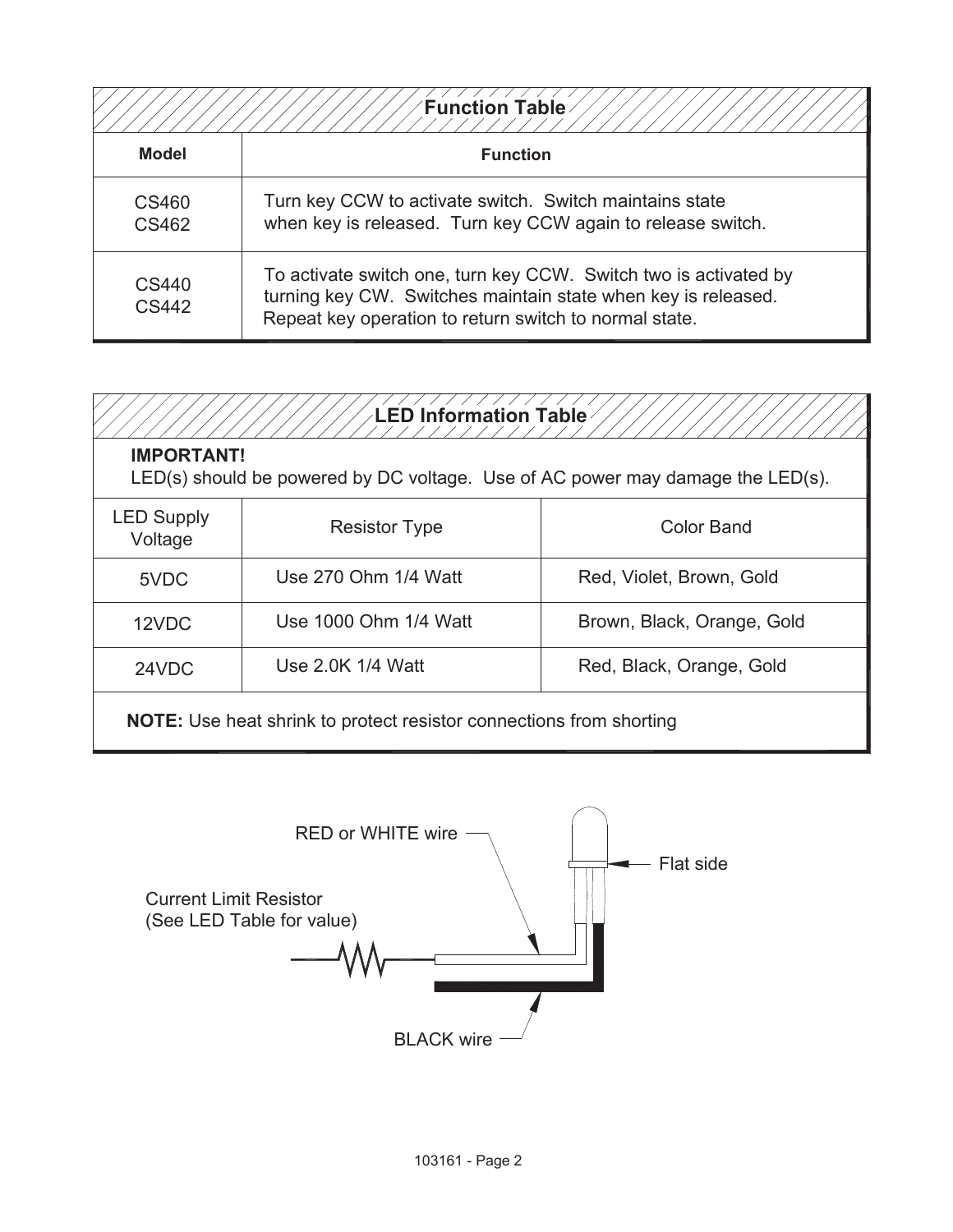## Function Table

| Model | Function |
|---|---|
| CS460<br>CS462 | Turn key CCW to activate switch. Switch maintains state when key is released. Turn key CCW again to release switch. |
| CS440<br>CS442 | To activate switch one, turn key CCW. Switch two is activated by turning key CW. Switches maintain state when key is released. Repeat key operation to return switch to normal state. |

## LED Information Table

**IMPORTANT!**
LED(s) should be powered by DC voltage. Use of AC power may damage the LED(s).

| LED Supply Voltage | Resistor Type | Color Band |
|---|---|---|
| 5VDC | Use 270 Ohm 1/4 Watt | Red, Violet, Brown, Gold |
| 12VDC | Use 1000 Ohm 1/4 Watt | Brown, Black, Orange, Gold |
| 24VDC | Use 2.0K 1/4 Watt | Red, Black, Orange, Gold |

**NOTE:** Use heat shrink to protect resistor connections from shorting

RED or WHITE wire

Flat side

Current Limit Resistor
(See LED Table for value)

BLACK wire